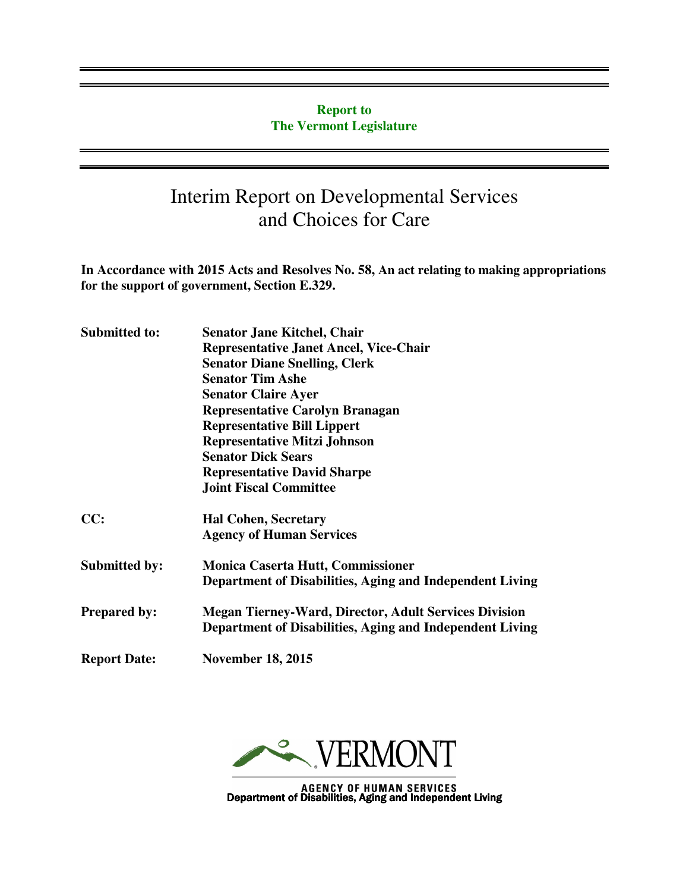**Report to**
**The Vermont Legislature**

# Interim Report on Developmental Services and Choices for Care

**In Accordance with 2015 Acts and Resolves No. 58, An act relating to making appropriations for the support of government, Section E.329.**

| | |
|---|---|
| **Submitted to:** | **Senator Jane Kitchel, Chair**<br>**Representative Janet Ancel, Vice-Chair**<br>**Senator Diane Snelling, Clerk**<br>**Senator Tim Ashe**<br>**Senator Claire Ayer**<br>**Representative Carolyn Branagan**<br>**Representative Bill Lippert**<br>**Representative Mitzi Johnson**<br>**Senator Dick Sears**<br>**Representative David Sharpe**<br>**Joint Fiscal Committee** |
| **CC:** | **Hal Cohen, Secretary**<br>**Agency of Human Services** |
| **Submitted by:** | **Monica Caserta Hutt, Commissioner**<br>**Department of Disabilities, Aging and Independent Living** |
| **Prepared by:** | **Megan Tierney-Ward, Director, Adult Services Division**<br>**Department of Disabilities, Aging and Independent Living** |
| **Report Date:** | **November 18, 2015** |

VERMONT

AGENCY OF HUMAN SERVICES
Department of Disabilities, Aging and Independent Living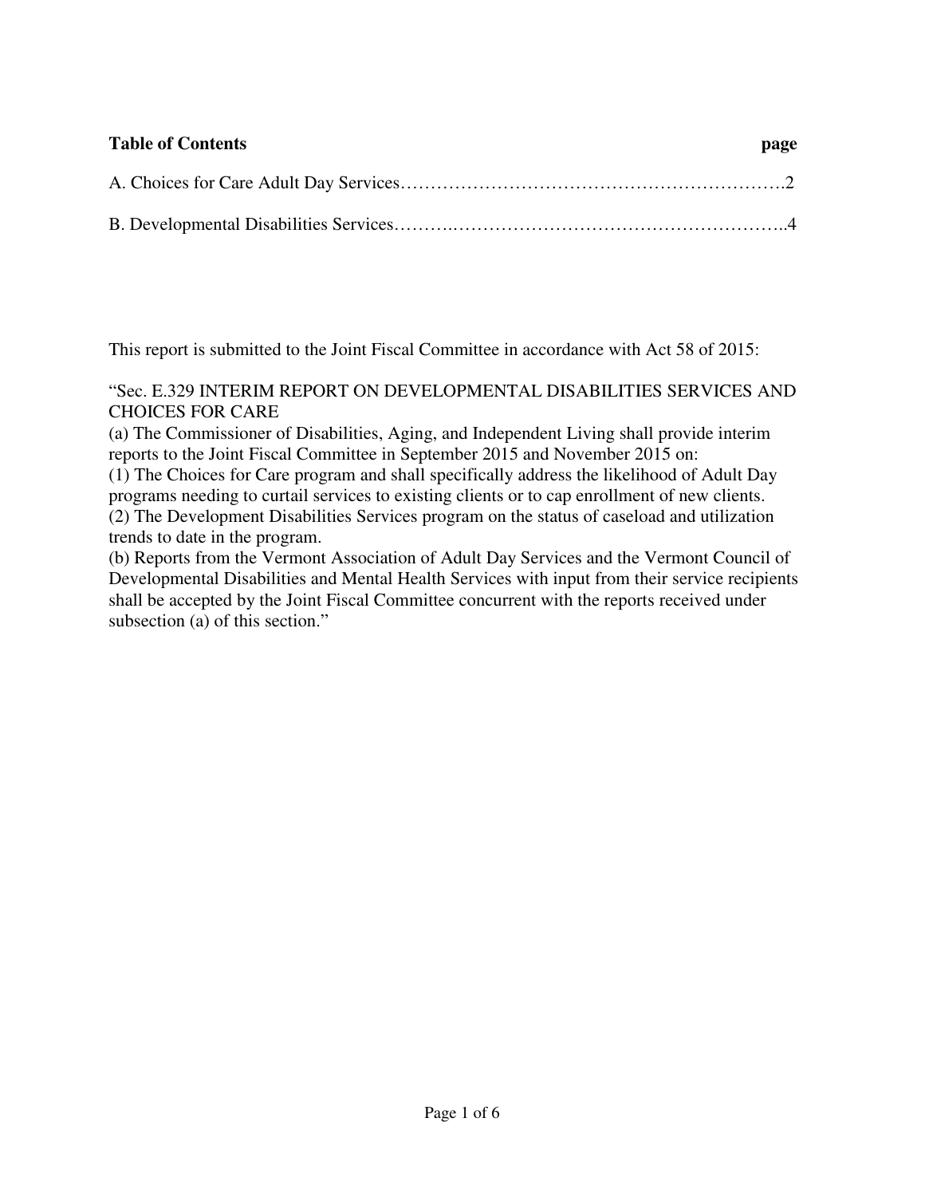**Table of Contents** **page**

A. Choices for Care Adult Day Services……………………………………………………….2

B. Developmental Disabilities Services………..……………………………………………..4

This report is submitted to the Joint Fiscal Committee in accordance with Act 58 of 2015:

"Sec. E.329 INTERIM REPORT ON DEVELOPMENTAL DISABILITIES SERVICES AND CHOICES FOR CARE
(a) The Commissioner of Disabilities, Aging, and Independent Living shall provide interim reports to the Joint Fiscal Committee in September 2015 and November 2015 on:
(1) The Choices for Care program and shall specifically address the likelihood of Adult Day programs needing to curtail services to existing clients or to cap enrollment of new clients.
(2) The Development Disabilities Services program on the status of caseload and utilization trends to date in the program.
(b) Reports from the Vermont Association of Adult Day Services and the Vermont Council of Developmental Disabilities and Mental Health Services with input from their service recipients shall be accepted by the Joint Fiscal Committee concurrent with the reports received under subsection (a) of this section."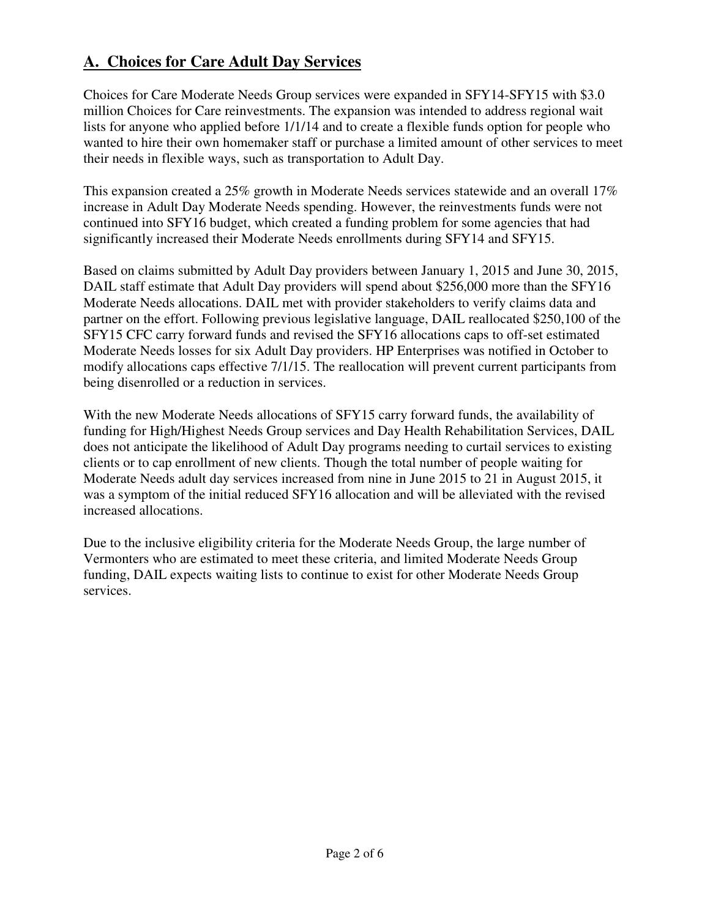## A. Choices for Care Adult Day Services

Choices for Care Moderate Needs Group services were expanded in SFY14-SFY15 with $3.0 million Choices for Care reinvestments. The expansion was intended to address regional wait lists for anyone who applied before 1/1/14 and to create a flexible funds option for people who wanted to hire their own homemaker staff or purchase a limited amount of other services to meet their needs in flexible ways, such as transportation to Adult Day.

This expansion created a 25% growth in Moderate Needs services statewide and an overall 17% increase in Adult Day Moderate Needs spending. However, the reinvestments funds were not continued into SFY16 budget, which created a funding problem for some agencies that had significantly increased their Moderate Needs enrollments during SFY14 and SFY15.

Based on claims submitted by Adult Day providers between January 1, 2015 and June 30, 2015, DAIL staff estimate that Adult Day providers will spend about $256,000 more than the SFY16 Moderate Needs allocations. DAIL met with provider stakeholders to verify claims data and partner on the effort. Following previous legislative language, DAIL reallocated $250,100 of the SFY15 CFC carry forward funds and revised the SFY16 allocations caps to off-set estimated Moderate Needs losses for six Adult Day providers. HP Enterprises was notified in October to modify allocations caps effective 7/1/15. The reallocation will prevent current participants from being disenrolled or a reduction in services.

With the new Moderate Needs allocations of SFY15 carry forward funds, the availability of funding for High/Highest Needs Group services and Day Health Rehabilitation Services, DAIL does not anticipate the likelihood of Adult Day programs needing to curtail services to existing clients or to cap enrollment of new clients. Though the total number of people waiting for Moderate Needs adult day services increased from nine in June 2015 to 21 in August 2015, it was a symptom of the initial reduced SFY16 allocation and will be alleviated with the revised increased allocations.

Due to the inclusive eligibility criteria for the Moderate Needs Group, the large number of Vermonters who are estimated to meet these criteria, and limited Moderate Needs Group funding, DAIL expects waiting lists to continue to exist for other Moderate Needs Group services.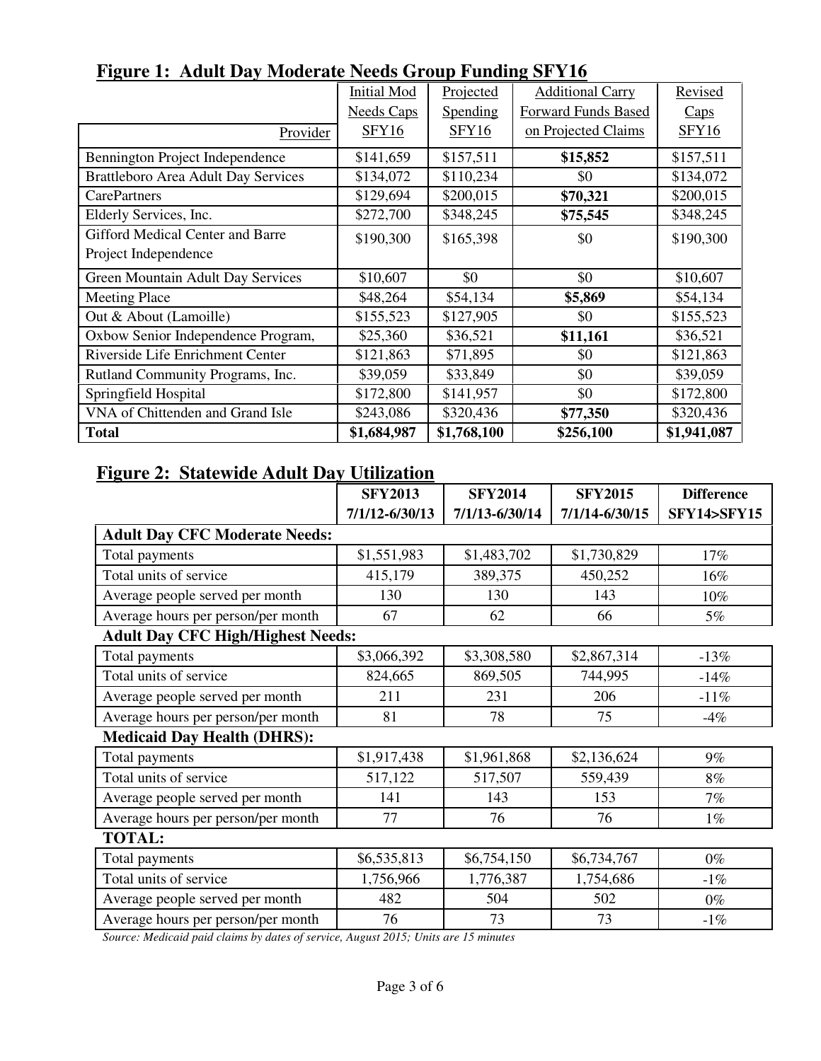**Figure 1: Adult Day Moderate Needs Group Funding SFY16**

| Provider | Initial Mod Needs Caps SFY16 | Projected Spending SFY16 | Additional Carry Forward Funds Based on Projected Claims | Revised Caps SFY16 |
|---|---|---|---|---|
| Bennington Project Independence | $141,659 | $157,511 | **$15,852** | $157,511 |
| Brattleboro Area Adult Day Services | $134,072 | $110,234 | $0 | $134,072 |
| CarePartners | $129,694 | $200,015 | **$70,321** | $200,015 |
| Elderly Services, Inc. | $272,700 | $348,245 | **$75,545** | $348,245 |
| Gifford Medical Center and Barre Project Independence | $190,300 | $165,398 | $0 | $190,300 |
| Green Mountain Adult Day Services | $10,607 | $0 | $0 | $10,607 |
| Meeting Place | $48,264 | $54,134 | **$5,869** | $54,134 |
| Out & About (Lamoille) | $155,523 | $127,905 | $0 | $155,523 |
| Oxbow Senior Independence Program, | $25,360 | $36,521 | **$11,161** | $36,521 |
| Riverside Life Enrichment Center | $121,863 | $71,895 | $0 | $121,863 |
| Rutland Community Programs, Inc. | $39,059 | $33,849 | $0 | $39,059 |
| Springfield Hospital | $172,800 | $141,957 | $0 | $172,800 |
| VNA of Chittenden and Grand Isle | $243,086 | $320,436 | **$77,350** | $320,436 |
| **Total** | **$1,684,987** | **$1,768,100** | **$256,100** | **$1,941,087** |

**Figure 2: Statewide Adult Day Utilization**

| | **SFY2013 7/1/12-6/30/13** | **SFY2014 7/1/13-6/30/14** | **SFY2015 7/1/14-6/30/15** | **Difference SFY14>SFY15** |
|---|---|---|---|---|
| **Adult Day CFC Moderate Needs:** | | | | |
| Total payments | $1,551,983 | $1,483,702 | $1,730,829 | 17% |
| Total units of service | 415,179 | 389,375 | 450,252 | 16% |
| Average people served per month | 130 | 130 | 143 | 10% |
| Average hours per person/per month | 67 | 62 | 66 | 5% |
| **Adult Day CFC High/Highest Needs:** | | | | |
| Total payments | $3,066,392 | $3,308,580 | $2,867,314 | -13% |
| Total units of service | 824,665 | 869,505 | 744,995 | -14% |
| Average people served per month | 211 | 231 | 206 | -11% |
| Average hours per person/per month | 81 | 78 | 75 | -4% |
| **Medicaid Day Health (DHRS):** | | | | |
| Total payments | $1,917,438 | $1,961,868 | $2,136,624 | 9% |
| Total units of service | 517,122 | 517,507 | 559,439 | 8% |
| Average people served per month | 141 | 143 | 153 | 7% |
| Average hours per person/per month | 77 | 76 | 76 | 1% |
| **TOTAL:** | | | | |
| Total payments | $6,535,813 | $6,754,150 | $6,734,767 | 0% |
| Total units of service | 1,756,966 | 1,776,387 | 1,754,686 | -1% |
| Average people served per month | 482 | 504 | 502 | 0% |
| Average hours per person/per month | 76 | 73 | 73 | -1% |

*Source: Medicaid paid claims by dates of service, August 2015; Units are 15 minutes*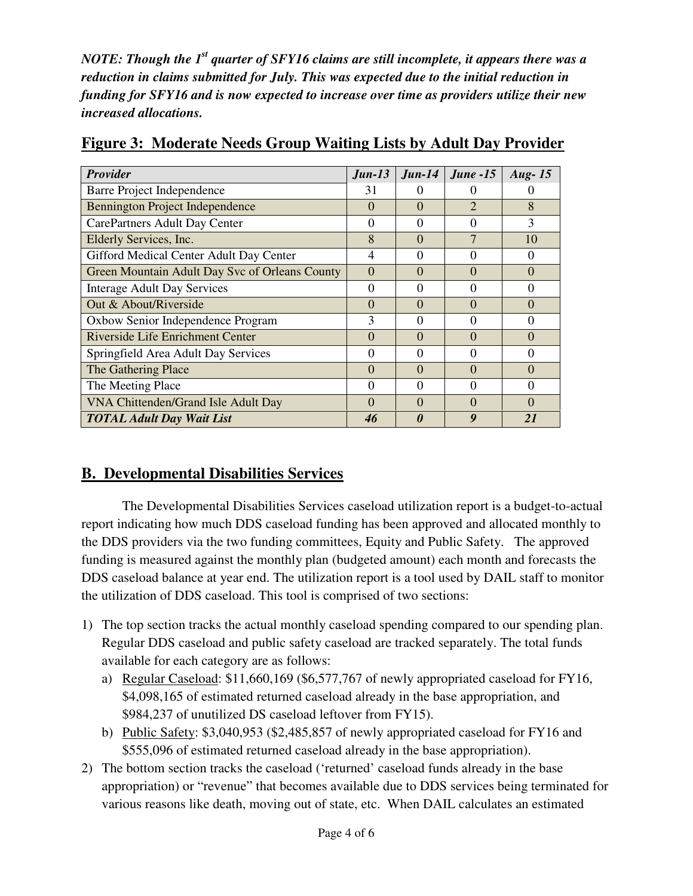***NOTE: Though the 1st quarter of SFY16 claims are still incomplete, it appears there was a reduction in claims submitted for July. This was expected due to the initial reduction in funding for SFY16 and is now expected to increase over time as providers utilize their new increased allocations.***

## Figure 3: Moderate Needs Group Waiting Lists by Adult Day Provider

| *Provider* | *Jun-13* | *Jun-14* | *June -15* | *Aug- 15* |
|---|---|---|---|---|
| Barre Project Independence | 31 | 0 | 0 | 0 |
| Bennington Project Independence | 0 | 0 | 2 | 8 |
| CarePartners Adult Day Center | 0 | 0 | 0 | 3 |
| Elderly Services, Inc. | 8 | 0 | 7 | 10 |
| Gifford Medical Center Adult Day Center | 4 | 0 | 0 | 0 |
| Green Mountain Adult Day Svc of Orleans County | 0 | 0 | 0 | 0 |
| Interage Adult Day Services | 0 | 0 | 0 | 0 |
| Out & About/Riverside | 0 | 0 | 0 | 0 |
| Oxbow Senior Independence Program | 3 | 0 | 0 | 0 |
| Riverside Life Enrichment Center | 0 | 0 | 0 | 0 |
| Springfield Area Adult Day Services | 0 | 0 | 0 | 0 |
| The Gathering Place | 0 | 0 | 0 | 0 |
| The Meeting Place | 0 | 0 | 0 | 0 |
| VNA Chittenden/Grand Isle Adult Day | 0 | 0 | 0 | 0 |
| ***TOTAL Adult Day Wait List*** | ***46*** | ***0*** | ***9*** | ***21*** |

## B. Developmental Disabilities Services

The Developmental Disabilities Services caseload utilization report is a budget-to-actual report indicating how much DDS caseload funding has been approved and allocated monthly to the DDS providers via the two funding committees, Equity and Public Safety. The approved funding is measured against the monthly plan (budgeted amount) each month and forecasts the DDS caseload balance at year end. The utilization report is a tool used by DAIL staff to monitor the utilization of DDS caseload. This tool is comprised of two sections:

1) The top section tracks the actual monthly caseload spending compared to our spending plan. Regular DDS caseload and public safety caseload are tracked separately. The total funds available for each category are as follows:
   a) Regular Caseload: $11,660,169 ($6,577,767 of newly appropriated caseload for FY16, $4,098,165 of estimated returned caseload already in the base appropriation, and $984,237 of unutilized DS caseload leftover from FY15).
   b) Public Safety: $3,040,953 ($2,485,857 of newly appropriated caseload for FY16 and $555,096 of estimated returned caseload already in the base appropriation).
2) The bottom section tracks the caseload ('returned' caseload funds already in the base appropriation) or "revenue" that becomes available due to DDS services being terminated for various reasons like death, moving out of state, etc. When DAIL calculates an estimated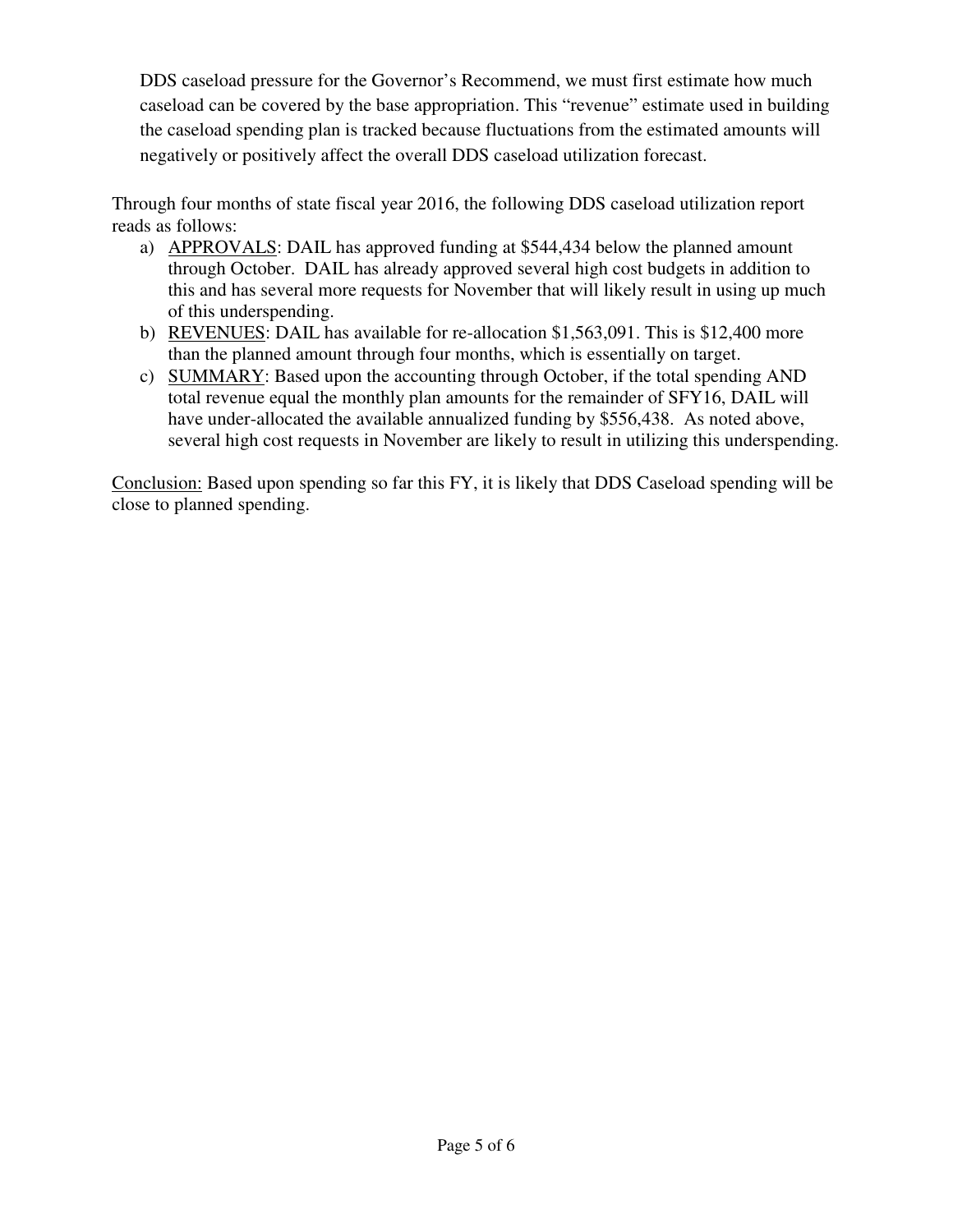DDS caseload pressure for the Governor's Recommend, we must first estimate how much caseload can be covered by the base appropriation. This "revenue" estimate used in building the caseload spending plan is tracked because fluctuations from the estimated amounts will negatively or positively affect the overall DDS caseload utilization forecast.

Through four months of state fiscal year 2016, the following DDS caseload utilization report reads as follows:

a) APPROVALS: DAIL has approved funding at $544,434 below the planned amount through October. DAIL has already approved several high cost budgets in addition to this and has several more requests for November that will likely result in using up much of this underspending.
b) REVENUES: DAIL has available for re-allocation $1,563,091. This is $12,400 more than the planned amount through four months, which is essentially on target.
c) SUMMARY: Based upon the accounting through October, if the total spending AND total revenue equal the monthly plan amounts for the remainder of SFY16, DAIL will have under-allocated the available annualized funding by $556,438. As noted above, several high cost requests in November are likely to result in utilizing this underspending.

Conclusion: Based upon spending so far this FY, it is likely that DDS Caseload spending will be close to planned spending.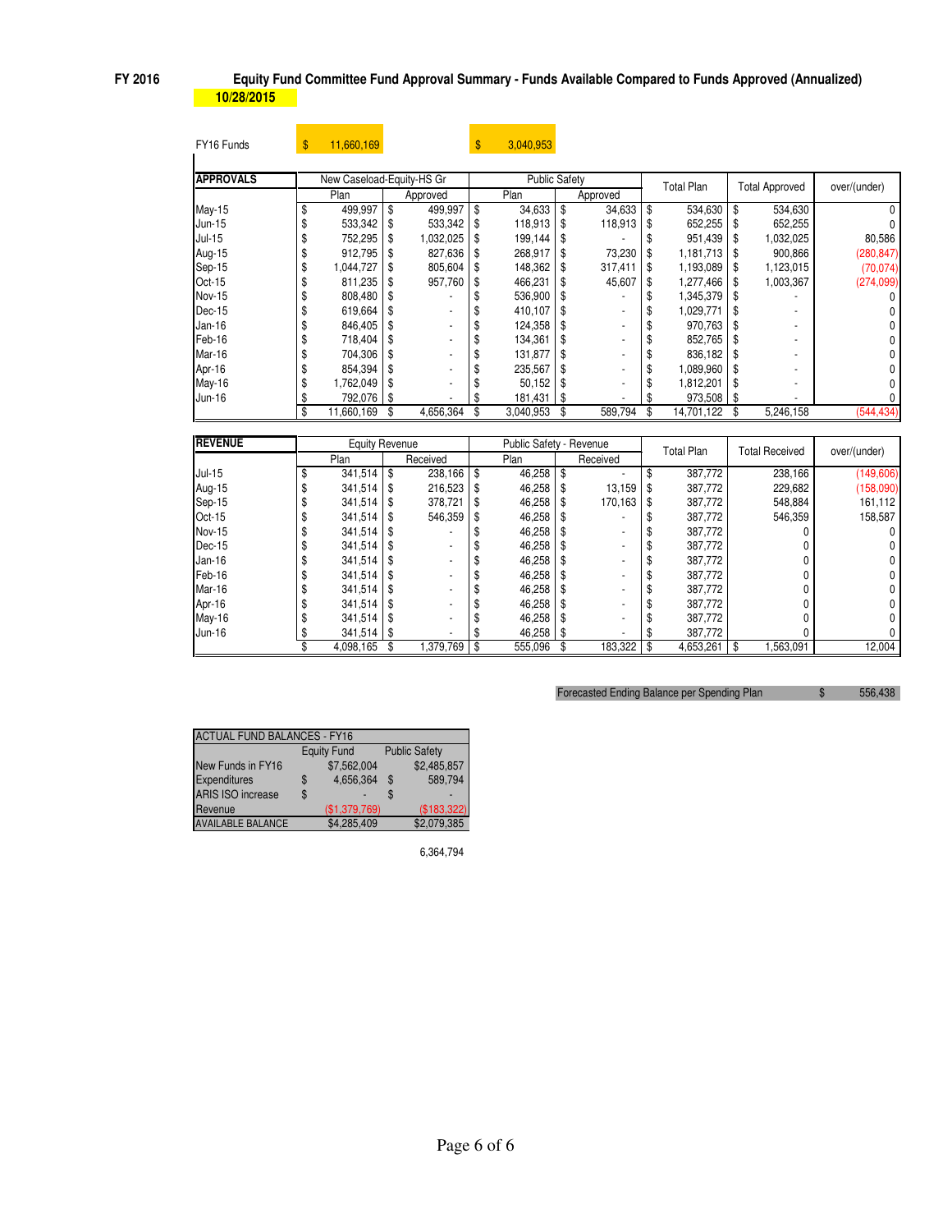**FY 2016** **Equity Fund Committee Fund Approval Summary - Funds Available Compared to Funds Approved (Annualized)**

**10/28/2015**

| FY16 Funds | $ 11,660,169 | | $ 3,040,953 | | | | |
|---|---|---|---|---|---|---|---|

| APPROVALS | New Caseload-Equity-HS Gr | | Public Safety | | Total Plan | Total Approved | over/(under) |
|---|---|---|---|---|---|---|---|
| | Plan | Approved | Plan | Approved | | | |
| May-15 | $ 499,997 | $ 499,997 | $ 34,633 | $ 34,633 | $ 534,630 | $ 534,630 | 0 |
| Jun-15 | $ 533,342 | $ 533,342 | $ 118,913 | $ 118,913 | $ 652,255 | $ 652,255 | 0 |
| Jul-15 | $ 752,295 | $ 1,032,025 | $ 199,144 | $ - | $ 951,439 | $ 1,032,025 | 80,586 |
| Aug-15 | $ 912,795 | $ 827,636 | $ 268,917 | $ 73,230 | $ 1,181,713 | $ 900,866 | (280,847) |
| Sep-15 | $ 1,044,727 | $ 805,604 | $ 148,362 | $ 317,411 | $ 1,193,089 | $ 1,123,015 | (70,074) |
| Oct-15 | $ 811,235 | $ 957,760 | $ 466,231 | $ 45,607 | $ 1,277,466 | $ 1,003,367 | (274,099) |
| Nov-15 | $ 808,480 | $ - | $ 536,900 | $ - | $ 1,345,379 | $ - | 0 |
| Dec-15 | $ 619,664 | $ - | $ 410,107 | $ - | $ 1,029,771 | $ - | 0 |
| Jan-16 | $ 846,405 | $ - | $ 124,358 | $ - | $ 970,763 | $ - | 0 |
| Feb-16 | $ 718,404 | $ - | $ 134,361 | $ - | $ 852,765 | $ - | 0 |
| Mar-16 | $ 704,306 | $ - | $ 131,877 | $ - | $ 836,182 | $ - | 0 |
| Apr-16 | $ 854,394 | $ - | $ 235,567 | $ - | $ 1,089,960 | $ - | 0 |
| May-16 | $ 1,762,049 | $ - | $ 50,152 | $ - | $ 1,812,201 | $ - | 0 |
| Jun-16 | $ 792,076 | $ - | $ 181,431 | $ - | $ 973,508 | $ - | 0 |
| | $ 11,660,169 | $ 4,656,364 | $ 3,040,953 | $ 589,794 | $ 14,701,122 | $ 5,246,158 | (544,434) |

| REVENUE | Equity Revenue | | Public Safety - Revenue | | Total Plan | Total Received | over/(under) |
|---|---|---|---|---|---|---|---|
| | Plan | Received | Plan | Received | | | |
| Jul-15 | $ 341,514 | $ 238,166 | $ 46,258 | $ - | $ 387,772 | 238,166 | (149,606) |
| Aug-15 | $ 341,514 | $ 216,523 | $ 46,258 | $ 13,159 | $ 387,772 | 229,682 | (158,090) |
| Sep-15 | $ 341,514 | $ 378,721 | $ 46,258 | $ 170,163 | $ 387,772 | 548,884 | 161,112 |
| Oct-15 | $ 341,514 | $ 546,359 | $ 46,258 | $ - | $ 387,772 | 546,359 | 158,587 |
| Nov-15 | $ 341,514 | $ - | $ 46,258 | $ - | $ 387,772 | 0 | 0 |
| Dec-15 | $ 341,514 | $ - | $ 46,258 | $ - | $ 387,772 | 0 | 0 |
| Jan-16 | $ 341,514 | $ - | $ 46,258 | $ - | $ 387,772 | 0 | 0 |
| Feb-16 | $ 341,514 | $ - | $ 46,258 | $ - | $ 387,772 | 0 | 0 |
| Mar-16 | $ 341,514 | $ - | $ 46,258 | $ - | $ 387,772 | 0 | 0 |
| Apr-16 | $ 341,514 | $ - | $ 46,258 | $ - | $ 387,772 | 0 | 0 |
| May-16 | $ 341,514 | $ - | $ 46,258 | $ - | $ 387,772 | 0 | 0 |
| Jun-16 | $ 341,514 | $ - | $ 46,258 | $ - | $ 387,772 | 0 | 0 |
| | $ 4,098,165 | $ 1,379,769 | $ 555,096 | $ 183,322 | $ 4,653,261 | $ 1,563,091 | 12,004 |

Forecasted Ending Balance per Spending Plan $ 556,438

| ACTUAL FUND BALANCES - FY16 | | |
|---|---|---|
| | Equity Fund | Public Safety |
| New Funds in FY16 | $7,562,004 | $2,485,857 |
| Expenditures | $ 4,656,364 | $ 589,794 |
| ARIS ISO increase | $ - | $ - |
| Revenue | ($1,379,769) | ($183,322) |
| AVAILABLE BALANCE | $4,285,409 | $2,079,385 |

6,364,794